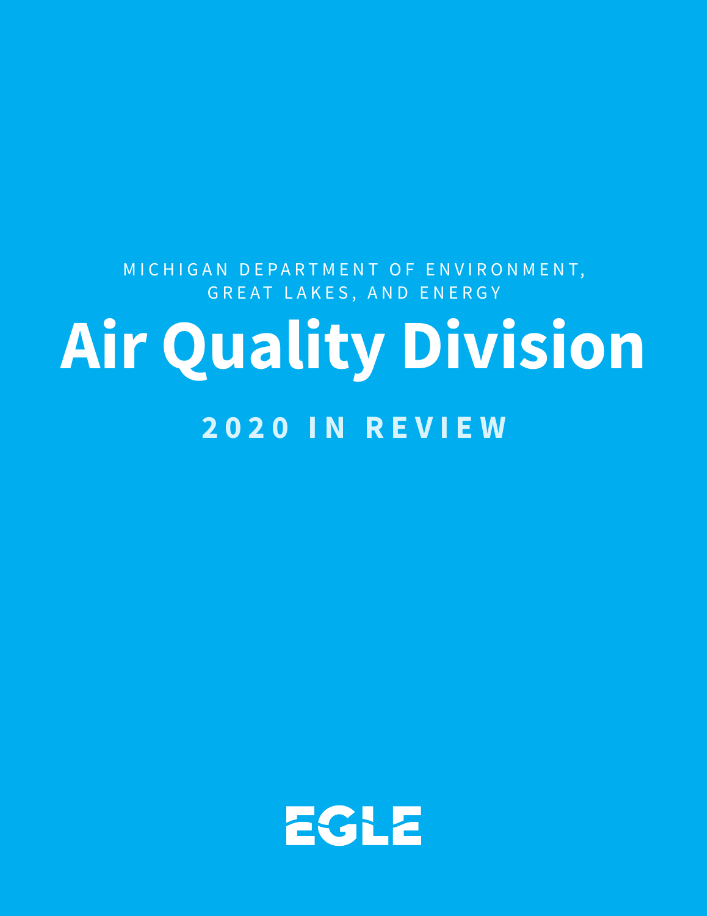MICHIGAN DEPARTMENT OF ENVIRONMENT, GREAT LAKES, AND ENERGY

# Air Quality Division

## 2020 IN REVIEW

EGLE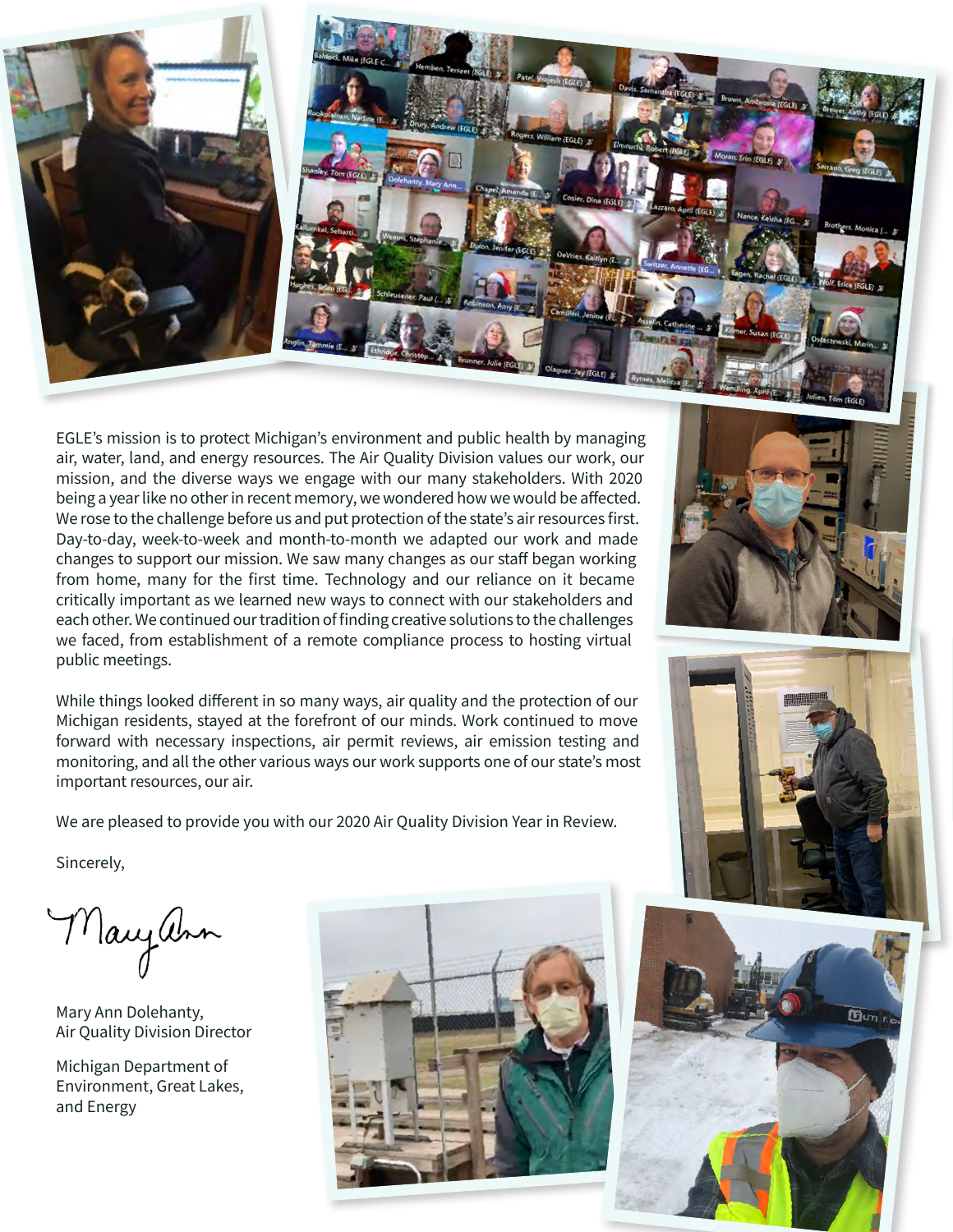EGLE's mission is to protect Michigan's environment and public health by managing air, water, land, and energy resources. The Air Quality Division values our work, our mission, and the diverse ways we engage with our many stakeholders. With 2020 being a year like no other in recent memory, we wondered how we would be affected. We rose to the challenge before us and put protection of the state's air resources first. Day-to-day, week-to-week and month-to-month we adapted our work and made changes to support our mission. We saw many changes as our staff began working from home, many for the first time. Technology and our reliance on it became critically important as we learned new ways to connect with our stakeholders and each other. We continued our tradition of finding creative solutions to the challenges we faced, from establishment of a remote compliance process to hosting virtual public meetings.

While things looked different in so many ways, air quality and the protection of our Michigan residents, stayed at the forefront of our minds. Work continued to move forward with necessary inspections, air permit reviews, air emission testing and monitoring, and all the other various ways our work supports one of our state's most important resources, our air.

We are pleased to provide you with our 2020 Air Quality Division Year in Review.

Sincerely,

Mary Ann

Mary Ann Dolehanty,
Air Quality Division Director

Michigan Department of Environment, Great Lakes, and Energy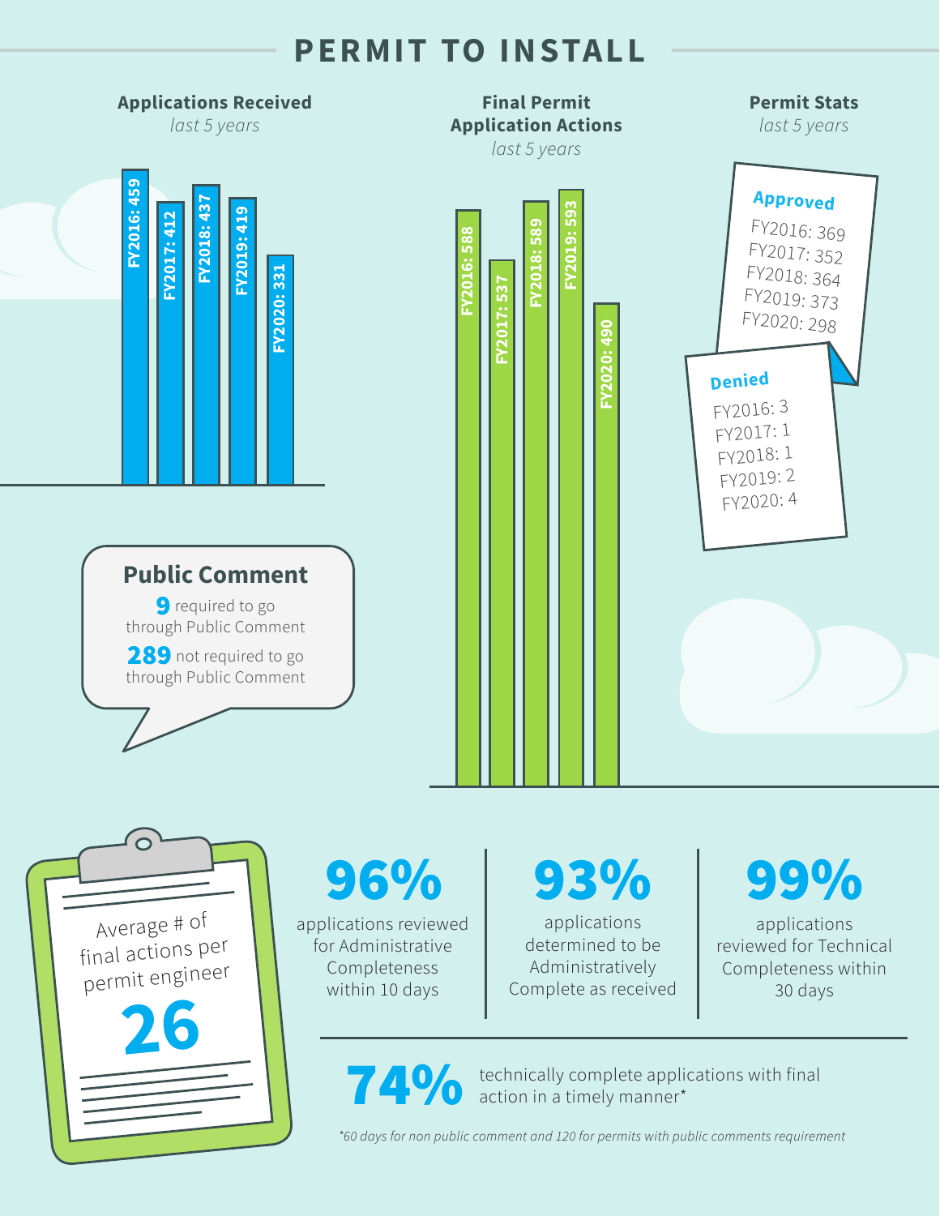# PERMIT TO INSTALL

## Applications Received

*last 5 years*

- FY2016: 459
- FY2017: 412
- FY2018: 437
- FY2019: 419
- FY2020: 331

## Final Permit Application Actions

*last 5 years*

- FY2016: 588
- FY2017: 537
- FY2018: 589
- FY2019: 593
- FY2020: 490

## Permit Stats

*last 5 years*

**Approved**

- FY2016: 369
- FY2017: 352
- FY2018: 364
- FY2019: 373
- FY2020: 298

**Denied**

- FY2016: 3
- FY2017: 1
- FY2018: 1
- FY2019: 2
- FY2020: 4

## Public Comment

**9** required to go through Public Comment

**289** not required to go through Public Comment

Average # of final actions per permit engineer

**26**

**96%** applications reviewed for Administrative Completeness within 10 days

**93%** applications determined to be Administratively Complete as received

**99%** applications reviewed for Technical Completeness within 30 days

**74%** technically complete applications with final action in a timely manner*

*\*60 days for non public comment and 120 for permits with public comments requirement*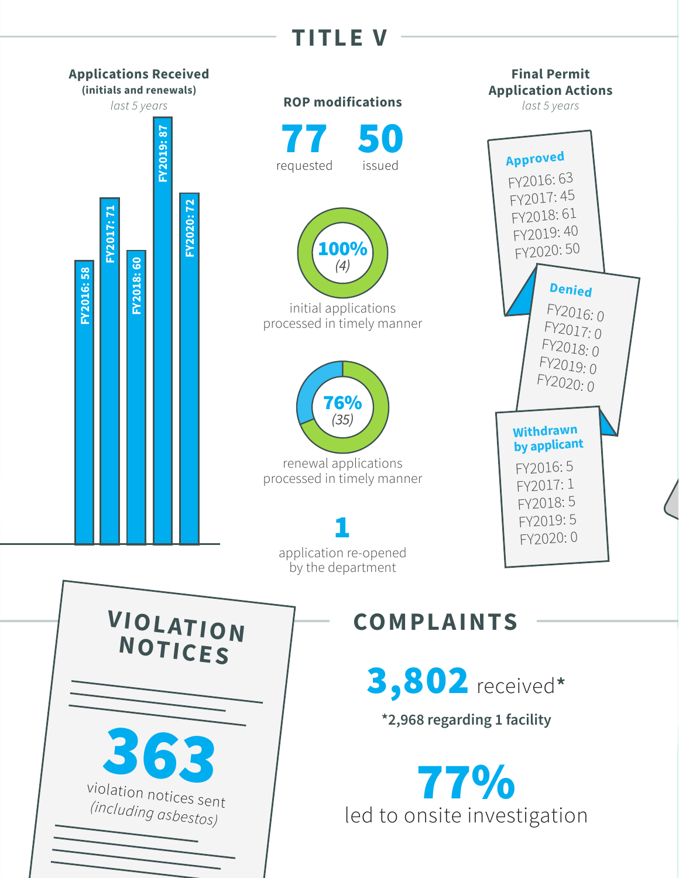## TITLE V

### Applications Received

**(initials and renewals)**

*last 5 years*

- FY2016: 58
- FY2017: 71
- FY2018: 60
- FY2019: 87
- FY2020: 72

### ROP modifications

**77** requested

**50** issued

**100%** (4)

initial applications processed in timely manner

**76%** (35)

renewal applications processed in timely manner

**1**

application re-opened by the department

### Final Permit Application Actions

*last 5 years*

**Approved**

- FY2016: 63
- FY2017: 45
- FY2018: 61
- FY2019: 40
- FY2020: 50

**Denied**

- FY2016: 0
- FY2017: 0
- FY2018: 0
- FY2019: 0
- FY2020: 0

**Withdrawn by applicant**

- FY2016: 5
- FY2017: 1
- FY2018: 5
- FY2019: 5
- FY2020: 0

## VIOLATION NOTICES

**363**

violation notices sent (including asbestos)

## COMPLAINTS

**3,802** received*

***2,968 regarding 1 facility**

**77%**

led to onsite investigation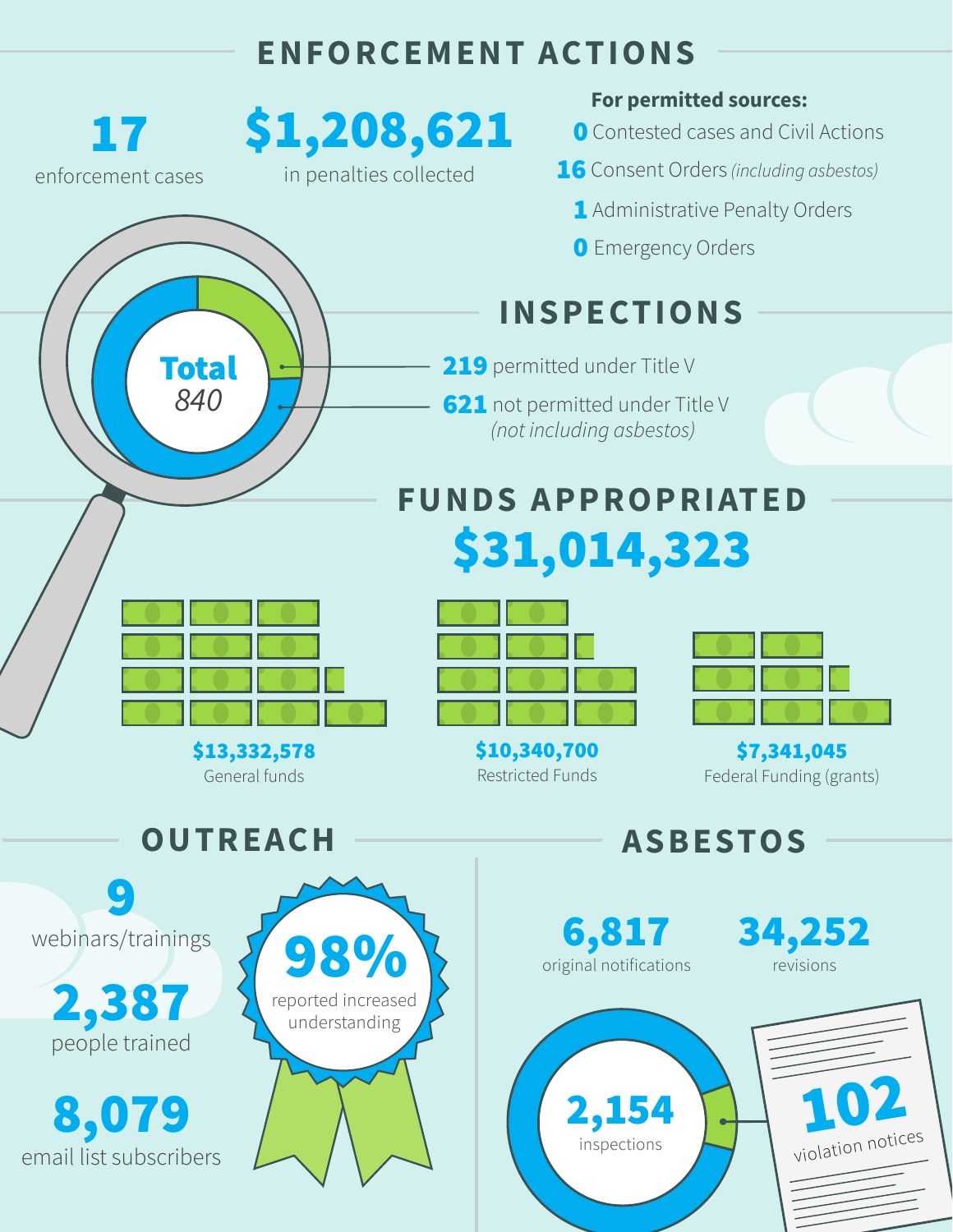## ENFORCEMENT ACTIONS

**17**
enforcement cases

**$1,208,621**
in penalties collected

**For permitted sources:**

- **0** Contested cases and Civil Actions
- **16** Consent Orders *(including asbestos)*
- **1** Administrative Penalty Orders
- **0** Emergency Orders

## INSPECTIONS

**Total**
*840*

- **219** permitted under Title V
- **621** not permitted under Title V *(not including asbestos)*

## FUNDS APPROPRIATED

**$31,014,323**

- **$13,332,578** General funds
- **$10,340,700** Restricted Funds
- **$7,341,045** Federal Funding (grants)

## OUTREACH

**9**
webinars/trainings

**2,387**
people trained

**8,079**
email list subscribers

**98%**
reported increased understanding

## ASBESTOS

**6,817**
original notifications

**34,252**
revisions

**2,154**
inspections

**102**
violation notices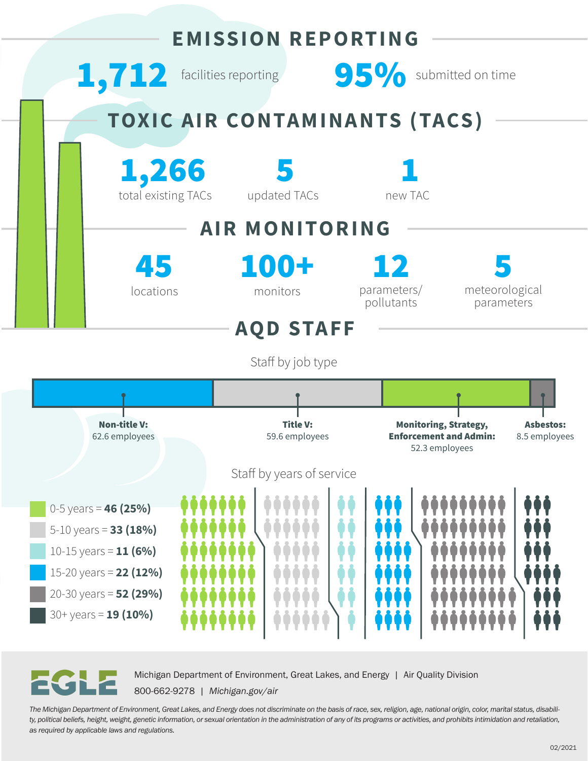## EMISSION REPORTING

**1,712** facilities reporting

**95%** submitted on time

## TOXIC AIR CONTAMINANTS (TACS)

**1,266** total existing TACs

**5** updated TACs

**1** new TAC

## AIR MONITORING

**45** locations

**100+** monitors

**12** parameters/ pollutants

**5** meteorological parameters

## AQD STAFF

Staff by job type

**Non-title V:** 62.6 employees

**Title V:** 59.6 employees

**Monitoring, Strategy, Enforcement and Admin:** 52.3 employees

**Asbestos:** 8.5 employees

Staff by years of service

0-5 years = **46 (25%)**

5-10 years = **33 (18%)**

10-15 years = **11 (6%)**

15-20 years = **22 (12%)**

20-30 years = **52 (29%)**

30+ years = **19 (10%)**

EGLE

Michigan Department of Environment, Great Lakes, and Energy | Air Quality Division

800-662-9278 | *Michigan.gov/air*

*The Michigan Department of Environment, Great Lakes, and Energy does not discriminate on the basis of race, sex, religion, age, national origin, color, marital status, disability, political beliefs, height, weight, genetic information, or sexual orientation in the administration of any of its programs or activities, and prohibits intimidation and retaliation, as required by applicable laws and regulations.*

02/2021